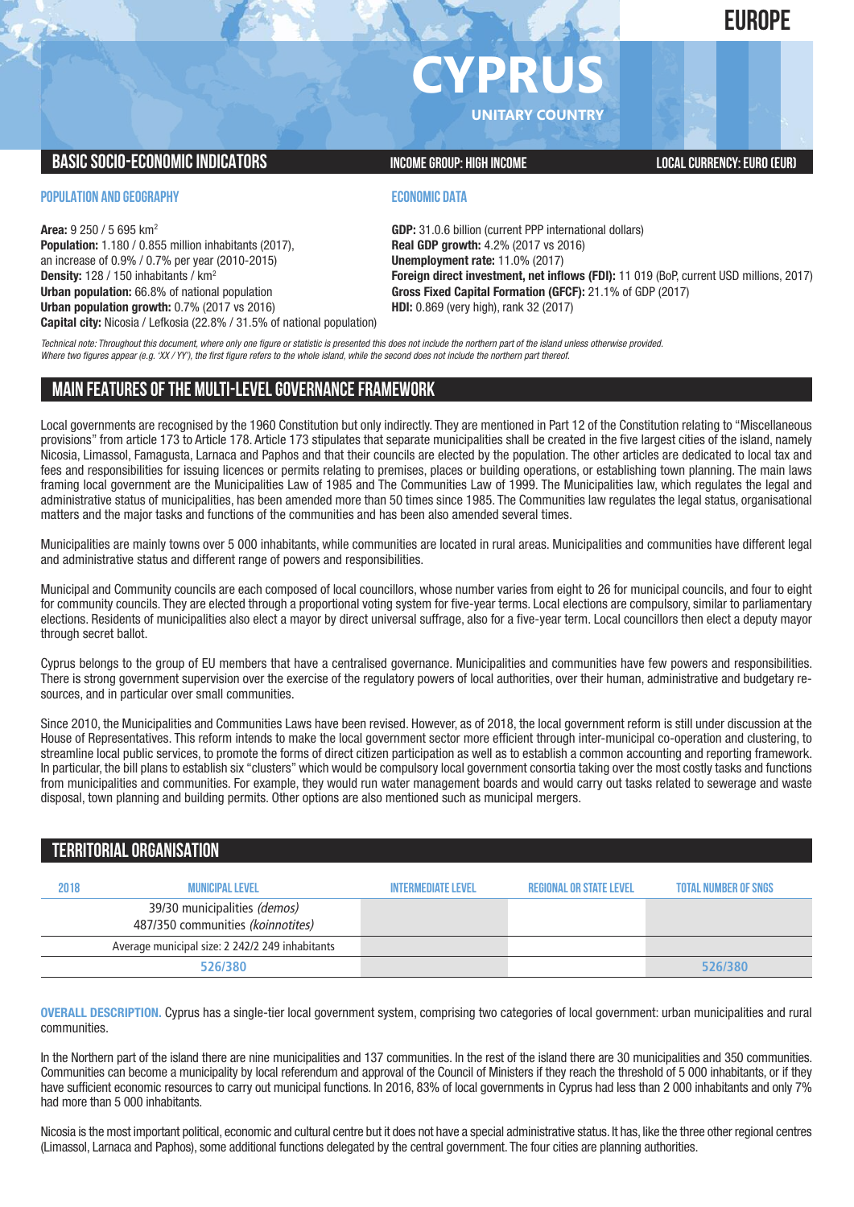EUROPE

# CYPRUS

UNITARY COUNTRY

## BASIC SOCIO-ECONOMIC INDICATORS

INCOME GROUP: HIGH INCOME

LOCAL CURRENCY: EURO (EUR)

### POPULATION AND GEOGRAPHY

**Area:** 9 250 / 5 695 km$^2$
**Population:** 1.180 / 0.855 million inhabitants (2017), an increase of 0.9% / 0.7% per year (2010-2015)
**Density:** 128 / 150 inhabitants / km$^2$
**Urban population:** 66.8% of national population
**Urban population growth:** 0.7% (2017 vs 2016)
**Capital city:** Nicosia / Lefkosia (22.8% / 31.5% of national population)

### ECONOMIC DATA

**GDP:** 31.0.6 billion (current PPP international dollars)
**Real GDP growth:** 4.2% (2017 vs 2016)
**Unemployment rate:** 11.0% (2017)
**Foreign direct investment, net inflows (FDI):** 11 019 (BoP, current USD millions, 2017)
**Gross Fixed Capital Formation (GFCF):** 21.1% of GDP (2017)
**HDI:** 0.869 (very high), rank 32 (2017)

*Technical note: Throughout this document, where only one figure or statistic is presented this does not include the northern part of the island unless otherwise provided. Where two figures appear (e.g. 'XX / YY'), the first figure refers to the whole island, while the second does not include the northern part thereof.*

## MAIN FEATURES OF THE MULTI-LEVEL GOVERNANCE FRAMEWORK

Local governments are recognised by the 1960 Constitution but only indirectly. They are mentioned in Part 12 of the Constitution relating to "Miscellaneous provisions" from article 173 to Article 178. Article 173 stipulates that separate municipalities shall be created in the five largest cities of the island, namely Nicosia, Limassol, Famagusta, Larnaca and Paphos and that their councils are elected by the population. The other articles are dedicated to local tax and fees and responsibilities for issuing licences or permits relating to premises, places or building operations, or establishing town planning. The main laws framing local government are the Municipalities Law of 1985 and The Communities Law of 1999. The Municipalities law, which regulates the legal and administrative status of municipalities, has been amended more than 50 times since 1985. The Communities law regulates the legal status, organisational matters and the major tasks and functions of the communities and has been also amended several times.

Municipalities are mainly towns over 5 000 inhabitants, while communities are located in rural areas. Municipalities and communities have different legal and administrative status and different range of powers and responsibilities.

Municipal and Community councils are each composed of local councillors, whose number varies from eight to 26 for municipal councils, and four to eight for community councils. They are elected through a proportional voting system for five-year terms. Local elections are compulsory, similar to parliamentary elections. Residents of municipalities also elect a mayor by direct universal suffrage, also for a five-year term. Local councillors then elect a deputy mayor through secret ballot.

Cyprus belongs to the group of EU members that have a centralised governance. Municipalities and communities have few powers and responsibilities. There is strong government supervision over the exercise of the regulatory powers of local authorities, over their human, administrative and budgetary resources, and in particular over small communities.

Since 2010, the Municipalities and Communities Laws have been revised. However, as of 2018, the local government reform is still under discussion at the House of Representatives. This reform intends to make the local government sector more efficient through inter-municipal co-operation and clustering, to streamline local public services, to promote the forms of direct citizen participation as well as to establish a common accounting and reporting framework. In particular, the bill plans to establish six "clusters" which would be compulsory local government consortia taking over the most costly tasks and functions from municipalities and communities. For example, they would run water management boards and would carry out tasks related to sewerage and waste disposal, town planning and building permits. Other options are also mentioned such as municipal mergers.

## TERRITORIAL ORGANISATION

| 2018 | MUNICIPAL LEVEL | INTERMEDIATE LEVEL | REGIONAL OR STATE LEVEL | TOTAL NUMBER OF SNGS |
|---|---|---|---|---|
| | 39/30 municipalities *(demos)*<br>487/350 communities *(koinnotites)* | | | |
| | Average municipal size: 2 242/2 249 inhabitants | | | |
| | 526/380 | | | 526/380 |

**OVERALL DESCRIPTION.** Cyprus has a single-tier local government system, comprising two categories of local government: urban municipalities and rural communities.

In the Northern part of the island there are nine municipalities and 137 communities. In the rest of the island there are 30 municipalities and 350 communities. Communities can become a municipality by local referendum and approval of the Council of Ministers if they reach the threshold of 5 000 inhabitants, or if they have sufficient economic resources to carry out municipal functions. In 2016, 83% of local governments in Cyprus had less than 2 000 inhabitants and only 7% had more than 5 000 inhabitants.

Nicosia is the most important political, economic and cultural centre but it does not have a special administrative status. It has, like the three other regional centres (Limassol, Larnaca and Paphos), some additional functions delegated by the central government. The four cities are planning authorities.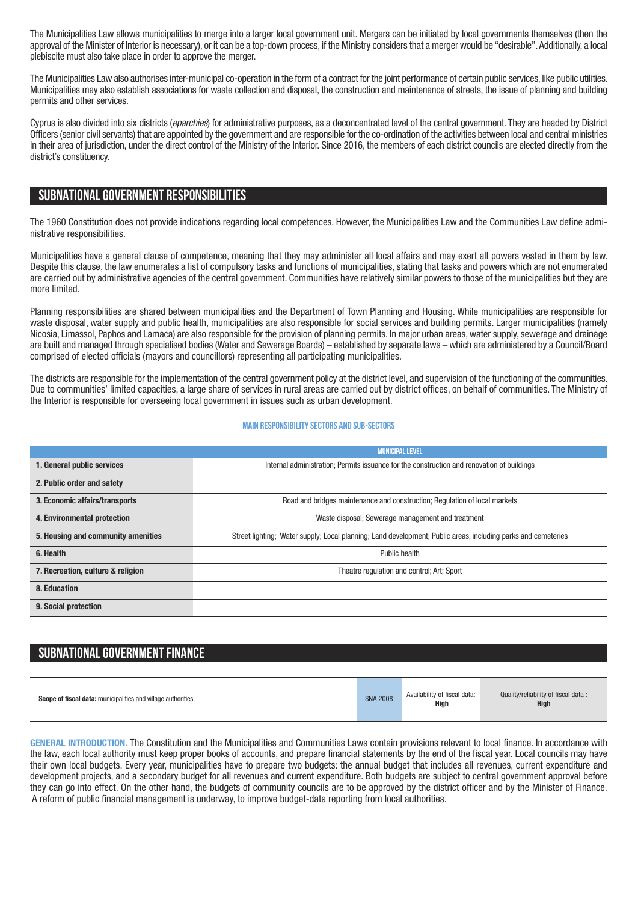The Municipalities Law allows municipalities to merge into a larger local government unit. Mergers can be initiated by local governments themselves (then the approval of the Minister of Interior is necessary), or it can be a top-down process, if the Ministry considers that a merger would be "desirable". Additionally, a local plebiscite must also take place in order to approve the merger.

The Municipalities Law also authorises inter-municipal co-operation in the form of a contract for the joint performance of certain public services, like public utilities. Municipalities may also establish associations for waste collection and disposal, the construction and maintenance of streets, the issue of planning and building permits and other services.

Cyprus is also divided into six districts (*eparchies*) for administrative purposes, as a deconcentrated level of the central government. They are headed by District Officers (senior civil servants) that are appointed by the government and are responsible for the co-ordination of the activities between local and central ministries in their area of jurisdiction, under the direct control of the Ministry of the Interior. Since 2016, the members of each district councils are elected directly from the district's constituency.

## SUBNATIONAL GOVERNMENT RESPONSIBILITIES

The 1960 Constitution does not provide indications regarding local competences. However, the Municipalities Law and the Communities Law define administrative responsibilities.

Municipalities have a general clause of competence, meaning that they may administer all local affairs and may exert all powers vested in them by law. Despite this clause, the law enumerates a list of compulsory tasks and functions of municipalities, stating that tasks and powers which are not enumerated are carried out by administrative agencies of the central government. Communities have relatively similar powers to those of the municipalities but they are more limited.

Planning responsibilities are shared between municipalities and the Department of Town Planning and Housing. While municipalities are responsible for waste disposal, water supply and public health, municipalities are also responsible for social services and building permits. Larger municipalities (namely Nicosia, Limassol, Paphos and Lamaca) are also responsible for the provision of planning permits. In major urban areas, water supply, sewerage and drainage are built and managed through specialised bodies (Water and Sewerage Boards) – established by separate laws – which are administered by a Council/Board comprised of elected officials (mayors and councillors) representing all participating municipalities.

The districts are responsible for the implementation of the central government policy at the district level, and supervision of the functioning of the communities. Due to communities' limited capacities, a large share of services in rural areas are carried out by district offices, on behalf of communities. The Ministry of the Interior is responsible for overseeing local government in issues such as urban development.

#### MAIN RESPONSIBILITY SECTORS AND SUB-SECTORS

| | MUNICIPAL LEVEL |
|---|---|
| **1. General public services** | Internal administration; Permits issuance for the construction and renovation of buildings |
| **2. Public order and safety** | |
| **3. Economic affairs/transports** | Road and bridges maintenance and construction; Regulation of local markets |
| **4. Environmental protection** | Waste disposal; Sewerage management and treatment |
| **5. Housing and community amenities** | Street lighting; Water supply; Local planning; Land development; Public areas, including parks and cemeteries |
| **6. Health** | Public health |
| **7. Recreation, culture & religion** | Theatre regulation and control; Art; Sport |
| **8. Education** | |
| **9. Social protection** | |

## SUBNATIONAL GOVERNMENT FINANCE

| **Scope of fiscal data:** municipalities and village authorities. | SNA 2008 | Availability of fiscal data: **High** | Quality/reliability of fiscal data : **High** |
|---|---|---|---|

**GENERAL INTRODUCTION.** The Constitution and the Municipalities and Communities Laws contain provisions relevant to local finance. In accordance with the law, each local authority must keep proper books of accounts, and prepare financial statements by the end of the fiscal year. Local councils may have their own local budgets. Every year, municipalities have to prepare two budgets: the annual budget that includes all revenues, current expenditure and development projects, and a secondary budget for all revenues and current expenditure. Both budgets are subject to central government approval before they can go into effect. On the other hand, the budgets of community councils are to be approved by the district officer and by the Minister of Finance. A reform of public financial management is underway, to improve budget-data reporting from local authorities.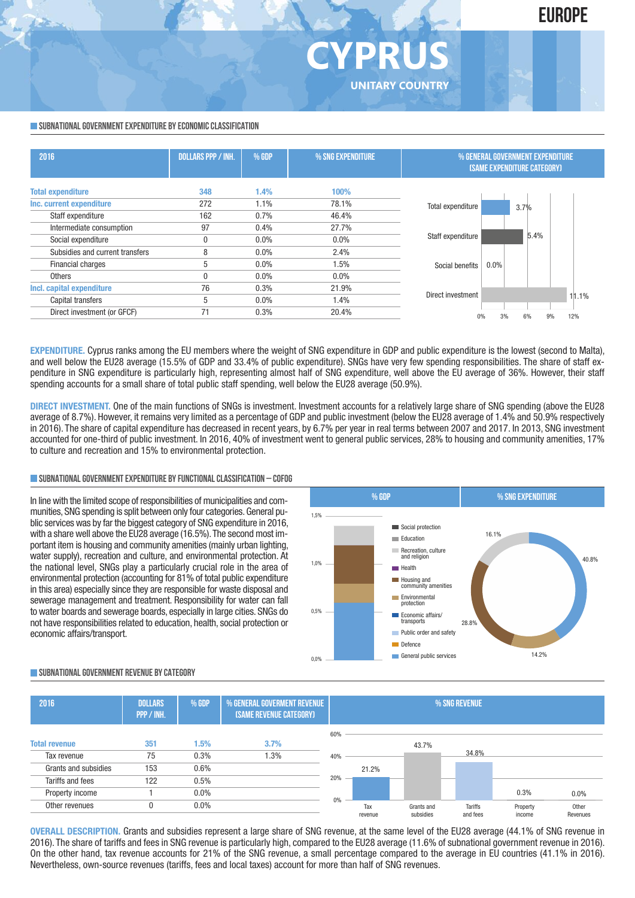# CYPRUS

EUROPE

UNITARY COUNTRY

## SUBNATIONAL GOVERNMENT EXPENDITURE BY ECONOMIC CLASSIFICATION

| 2016 | DOLLARS PPP / INH. | % GDP | % SNG EXPENDITURE |
|---|---|---|---|
| **Total expenditure** | **348** | **1.4%** | **100%** |
| **Inc. current expenditure** | 272 | 1.1% | 78.1% |
| Staff expenditure | 162 | 0.7% | 46.4% |
| Intermediate consumption | 97 | 0.4% | 27.7% |
| Social expenditure | 0 | 0.0% | 0.0% |
| Subsidies and current transfers | 8 | 0.0% | 2.4% |
| Financial charges | 5 | 0.0% | 1.5% |
| Others | 0 | 0.0% | 0.0% |
| **Incl. capital expenditure** | 76 | 0.3% | 21.9% |
| Capital transfers | 5 | 0.0% | 1.4% |
| Direct investment (or GFCF) | 71 | 0.3% | 20.4% |

% GENERAL GOVERNMENT EXPENDITURE (SAME EXPENDITURE CATEGORY)

| Category | % |
|---|---|
| Total expenditure | 3.7% |
| Staff expenditure | 5.4% |
| Social benefits | 0.0% |
| Direct investment | 11.1% |

**EXPENDITURE.** Cyprus ranks among the EU members where the weight of SNG expenditure in GDP and public expenditure is the lowest (second to Malta), and well below the EU28 average (15.5% of GDP and 33.4% of public expenditure). SNGs have very few spending responsibilities. The share of staff expenditure in SNG expenditure is particularly high, representing almost half of SNG expenditure, well above the EU average of 36%. However, their staff spending accounts for a small share of total public staff spending, well below the EU28 average (50.9%).

**DIRECT INVESTMENT.** One of the main functions of SNGs is investment. Investment accounts for a relatively large share of SNG spending (above the EU28 average of 8.7%). However, it remains very limited as a percentage of GDP and public investment (below the EU28 average of 1.4% and 50.9% respectively in 2016). The share of capital expenditure has decreased in recent years, by 6.7% per year in real terms between 2007 and 2017. In 2013, SNG investment accounted for one-third of public investment. In 2016, 40% of investment went to general public services, 28% to housing and community amenities, 17% to culture and recreation and 15% to environmental protection.

## SUBNATIONAL GOVERNMENT EXPENDITURE BY FUNCTIONAL CLASSIFICATION – COFOG

In line with the limited scope of responsibilities of municipalities and communities, SNG spending is split between only four categories. General public services was by far the biggest category of SNG expenditure in 2016, with a share well above the EU28 average (16.5%). The second most important item is housing and community amenities (mainly urban lighting, water supply), recreation and culture, and environmental protection. At the national level, SNGs play a particularly crucial role in the area of environmental protection (accounting for 81% of total public expenditure in this area) especially since they are responsible for waste disposal and sewerage management and treatment. Responsibility for water can fall to water boards and sewerage boards, especially in large cities. SNGs do not have responsibilities related to education, health, social protection or economic affairs/transport.

% SNG EXPENDITURE: General public services 40.8%; Housing and community amenities 28.8%; Recreation, culture and religion 16.1%; Environmental protection 14.2%.

## SUBNATIONAL GOVERNMENT REVENUE BY CATEGORY

| 2016 | DOLLARS PPP / INH. | % GDP | % GENERAL GOVERMENT REVENUE (SAME REVENUE CATEGORY) |
|---|---|---|---|
| **Total revenue** | **351** | **1.5%** | **3.7%** |
| Tax revenue | 75 | 0.3% | 1.3% |
| Grants and subsidies | 153 | 0.6% | |
| Tariffs and fees | 122 | 0.5% | |
| Property income | 1 | 0.0% | |
| Other revenues | 0 | 0.0% | |

% SNG REVENUE

| Tax revenue | Grants and subsidies | Tariffs and fees | Property income | Other Revenues |
|---|---|---|---|---|
| 21.2% | 43.7% | 34.8% | 0.3% | 0.0% |

**OVERALL DESCRIPTION.** Grants and subsidies represent a large share of SNG revenue, at the same level of the EU28 average (44.1% of SNG revenue in 2016). The share of tariffs and fees in SNG revenue is particularly high, compared to the EU28 average (11.6% of subnational government revenue in 2016). On the other hand, tax revenue accounts for 21% of the SNG revenue, a small percentage compared to the average in EU countries (41.1% in 2016). Nevertheless, own-source revenues (tariffs, fees and local taxes) account for more than half of SNG revenues.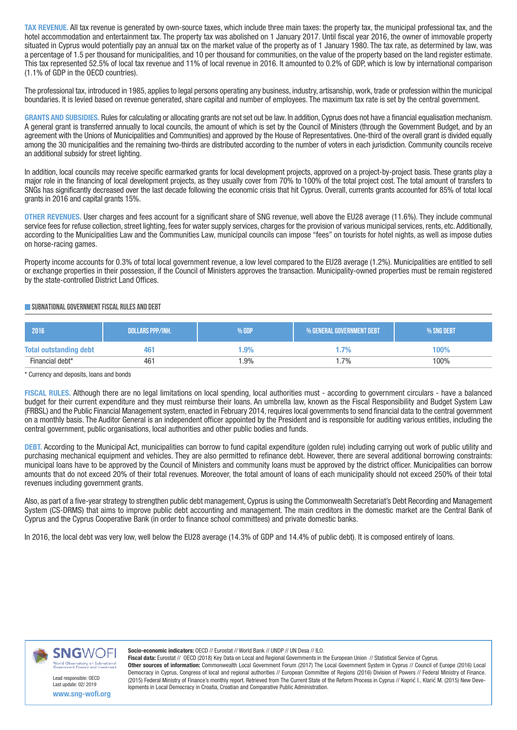**TAX REVENUE.** All tax revenue is generated by own-source taxes, which include three main taxes: the property tax, the municipal professional tax, and the hotel accommodation and entertainment tax. The property tax was abolished on 1 January 2017. Until fiscal year 2016, the owner of immovable property situated in Cyprus would potentially pay an annual tax on the market value of the property as of 1 January 1980. The tax rate, as determined by law, was a percentage of 1.5 per thousand for municipalities, and 10 per thousand for communities, on the value of the property based on the land register estimate. This tax represented 52.5% of local tax revenue and 11% of local revenue in 2016. It amounted to 0.2% of GDP, which is low by international comparison (1.1% of GDP in the OECD countries).

The professional tax, introduced in 1985, applies to legal persons operating any business, industry, artisanship, work, trade or profession within the municipal boundaries. It is levied based on revenue generated, share capital and number of employees. The maximum tax rate is set by the central government.

**GRANTS AND SUBSIDIES.** Rules for calculating or allocating grants are not set out be law. In addition, Cyprus does not have a financial equalisation mechanism. A general grant is transferred annually to local councils, the amount of which is set by the Council of Ministers (through the Government Budget, and by an agreement with the Unions of Municipalities and Communities) and approved by the House of Representatives. One-third of the overall grant is divided equally among the 30 municipalities and the remaining two-thirds are distributed according to the number of voters in each jurisdiction. Community councils receive an additional subsidy for street lighting.

In addition, local councils may receive specific earmarked grants for local development projects, approved on a project-by-project basis. These grants play a major role in the financing of local development projects, as they usually cover from 70% to 100% of the total project cost. The total amount of transfers to SNGs has significantly decreased over the last decade following the economic crisis that hit Cyprus. Overall, currents grants accounted for 85% of total local grants in 2016 and capital grants 15%.

**OTHER REVENUES.** User charges and fees account for a significant share of SNG revenue, well above the EU28 average (11.6%). They include communal service fees for refuse collection, street lighting, fees for water supply services, charges for the provision of various municipal services, rents, etc. Additionally, according to the Municipalities Law and the Communities Law, municipal councils can impose "fees" on tourists for hotel nights, as well as impose duties on horse-racing games.

Property income accounts for 0.3% of total local government revenue, a low level compared to the EU28 average (1.2%). Municipalities are entitled to sell or exchange properties in their possession, if the Council of Ministers approves the transaction. Municipality-owned properties must be remain registered by the state-controlled District Land Offices.

## SUBNATIONAL GOVERNMENT FISCAL RULES AND DEBT

| 2016 | DOLLARS PPP/INH. | % GDP | % GENERAL GOVERNMENT DEBT | % SNG DEBT |
|---|---|---|---|---|
| **Total outstanding debt** | **461** | **1.9%** | **1.7%** | **100%** |
| Financial debt* | 461 | 1.9% | 1.7% | 100% |

* Currency and deposits, loans and bonds

**FISCAL RULES.** Although there are no legal limitations on local spending, local authorities must - according to government circulars - have a balanced budget for their current expenditure and they must reimburse their loans. An umbrella law, known as the Fiscal Responsibility and Budget System Law (FRBSL) and the Public Financial Management system, enacted in February 2014, requires local governments to send financial data to the central government on a monthly basis. The Auditor General is an independent officer appointed by the President and is responsible for auditing various entities, including the central government, public organisations, local authorities and other public bodies and funds.

**DEBT.** According to the Municipal Act, municipalities can borrow to fund capital expenditure (golden rule) including carrying out work of public utility and purchasing mechanical equipment and vehicles. They are also permitted to refinance debt. However, there are several additional borrowing constraints: municipal loans have to be approved by the Council of Ministers and community loans must be approved by the district officer. Municipalities can borrow amounts that do not exceed 20% of their total revenues. Moreover, the total amount of loans of each municipality should not exceed 250% of their total revenues including government grants.

Also, as part of a five-year strategy to strengthen public debt management, Cyprus is using the Commonwealth Secretariat's Debt Recording and Management System (CS-DRMS) that aims to improve public debt accounting and management. The main creditors in the domestic market are the Central Bank of Cyprus and the Cyprus Cooperative Bank (in order to finance school committees) and private domestic banks.

In 2016, the local debt was very low, well below the EU28 average (14.3% of GDP and 14.4% of public debt). It is composed entirely of loans.

SNGWOFI – World Observatory on Subnational Government Finance and Investment

Lead responsible: OECD
Last update: 02/ 2019
www.sng-wofi.org

**Socio-economic indicators:** OECD // Eurostat // World Bank // UNDP // UN Desa // ILO.
**Fiscal data:** Eurostat // OECD (2018) Key Data on Local and Regional Governments in the European Union // Statistical Service of Cyprus.
**Other sources of information:** Commonwealth Local Government Forum (2017) The Local Government System in Cyprus // Council of Europe (2016) Local Democracy in Cyprus, Congress of local and regional authorities // European Committee of Regions (2016) Division of Powers // Federal Ministry of Finance. (2015) Federal Ministry of Finance's monthly report. Retrieved from The Current State of the Reform Process in Cyprus // Koprić I., Klarić M. (2015) New Developments in Local Democracy in Croatia, Croatian and Comparative Public Administration.